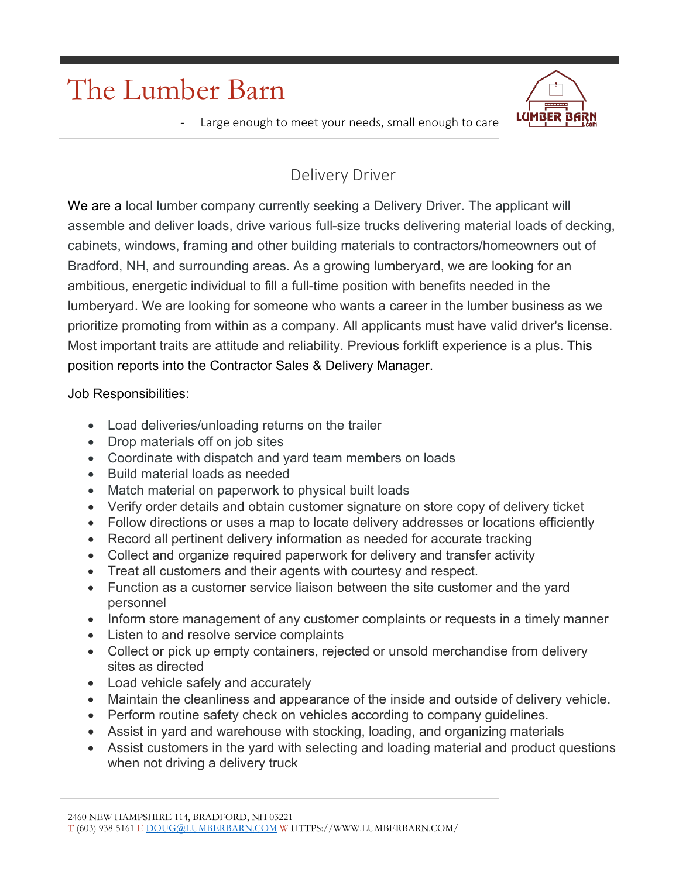# The Lumber Barn

- Large enough to meet your needs, small enough to care

## Delivery Driver

We are a local lumber company currently seeking a Delivery Driver. The applicant will assemble and deliver loads, drive various full-size trucks delivering material loads of decking, cabinets, windows, framing and other building materials to contractors/homeowners out of Bradford, NH, and surrounding areas. As a growing lumberyard, we are looking for an ambitious, energetic individual to fill a full-time position with benefits needed in the lumberyard. We are looking for someone who wants a career in the lumber business as we prioritize promoting from within as a company. All applicants must have valid driver's license. Most important traits are attitude and reliability. Previous forklift experience is a plus. This position reports into the Contractor Sales & Delivery Manager.

Job Responsibilities:

- Load deliveries/unloading returns on the trailer
- Drop materials off on job sites
- Coordinate with dispatch and yard team members on loads
- Build material loads as needed
- Match material on paperwork to physical built loads
- Verify order details and obtain customer signature on store copy of delivery ticket
- Follow directions or uses a map to locate delivery addresses or locations efficiently
- Record all pertinent delivery information as needed for accurate tracking
- Collect and organize required paperwork for delivery and transfer activity
- Treat all customers and their agents with courtesy and respect.
- Function as a customer service liaison between the site customer and the yard personnel
- Inform store management of any customer complaints or requests in a timely manner
- Listen to and resolve service complaints
- Collect or pick up empty containers, rejected or unsold merchandise from delivery sites as directed
- Load vehicle safely and accurately
- Maintain the cleanliness and appearance of the inside and outside of delivery vehicle.
- Perform routine safety check on vehicles according to company guidelines.
- Assist in yard and warehouse with stocking, loading, and organizing materials
- Assist customers in the yard with selecting and loading material and product questions when not driving a delivery truck

2460 NEW HAMPSHIRE 114, BRADFORD, NH 03221
T (603) 938-5161 E DOUG@LUMBERBARN.COM W HTTPS://WWW.LUMBERBARN.COM/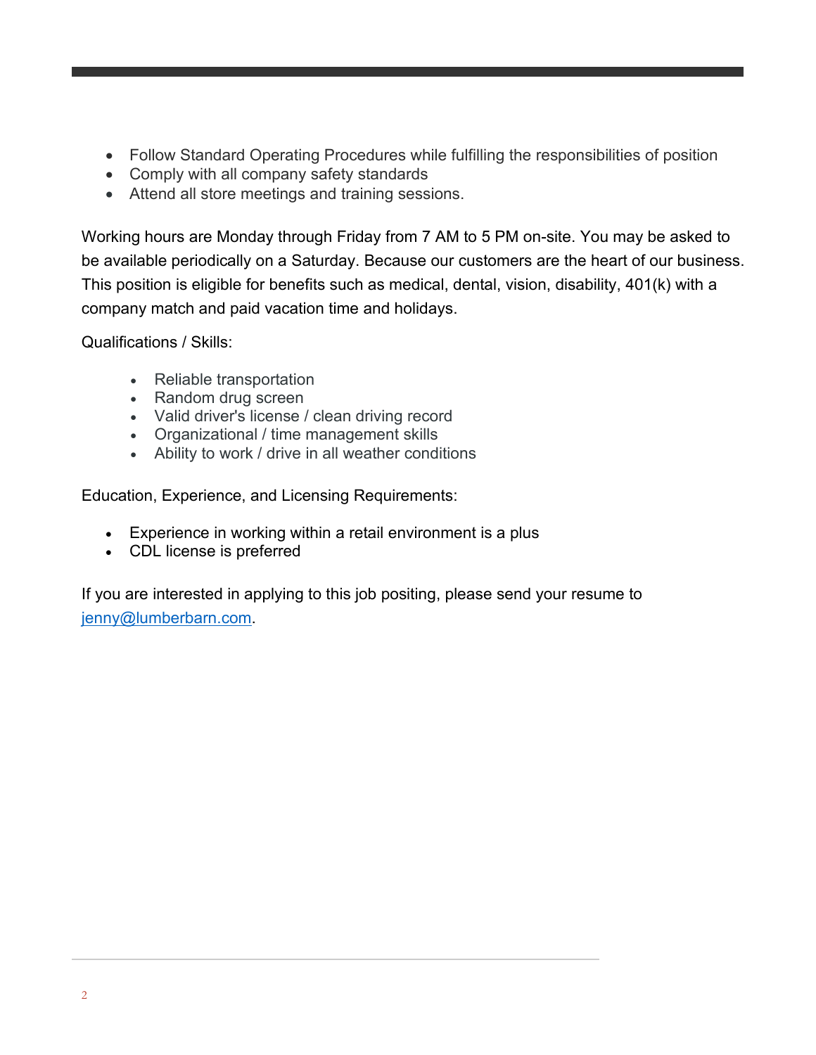- Follow Standard Operating Procedures while fulfilling the responsibilities of position
- Comply with all company safety standards
- Attend all store meetings and training sessions.

Working hours are Monday through Friday from 7 AM to 5 PM on-site. You may be asked to be available periodically on a Saturday. Because our customers are the heart of our business. This position is eligible for benefits such as medical, dental, vision, disability, 401(k) with a company match and paid vacation time and holidays.

Qualifications / Skills:

- Reliable transportation
- Random drug screen
- Valid driver's license / clean driving record
- Organizational / time management skills
- Ability to work / drive in all weather conditions

Education, Experience, and Licensing Requirements:

- Experience in working within a retail environment is a plus
- CDL license is preferred

If you are interested in applying to this job positing, please send your resume to [jenny@lumberbarn.com](mailto:jenny@lumberbarn.com).